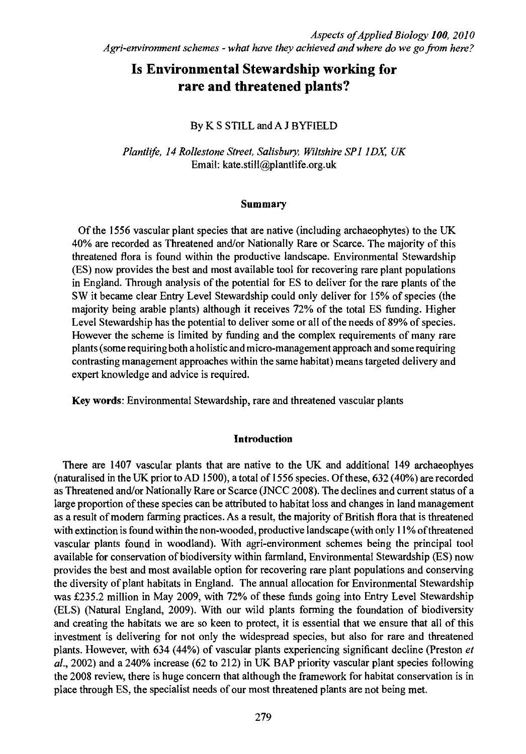# Is Environmental Stewardship working for rare and threatened plants?

By K S STILL and A J BYFIELD

*Plantlife, 14 Rollestone Street, Salisbury, Wiltshire SP1 1DX, UK*
Email: kate.still@plantlife.org.uk

## Summary

Of the 1556 vascular plant species that are native (including archaeophytes) to the UK 40% are recorded as Threatened and/or Nationally Rare or Scarce. The majority of this threatened flora is found within the productive landscape. Environmental Stewardship (ES) now provides the best and most available tool for recovering rare plant populations in England. Through analysis of the potential for ES to deliver for the rare plants of the SW it became clear Entry Level Stewardship could only deliver for 15% of species (the majority being arable plants) although it receives 72% of the total ES funding. Higher Level Stewardship has the potential to deliver some or all of the needs of 89% of species. However the scheme is limited by funding and the complex requirements of many rare plants (some requiring both a holistic and micro-management approach and some requiring contrasting management approaches within the same habitat) means targeted delivery and expert knowledge and advice is required.

**Key words**: Environmental Stewardship, rare and threatened vascular plants

## Introduction

There are 1407 vascular plants that are native to the UK and additional 149 archaeophyes (naturalised in the UK prior to AD 1500), a total of 1556 species. Of these, 632 (40%) are recorded as Threatened and/or Nationally Rare or Scarce (JNCC 2008). The declines and current status of a large proportion of these species can be attributed to habitat loss and changes in land management as a result of modern farming practices. As a result, the majority of British flora that is threatened with extinction is found within the non-wooded, productive landscape (with only 11% of threatened vascular plants found in woodland). With agri-environment schemes being the principal tool available for conservation of biodiversity within farmland, Environmental Stewardship (ES) now provides the best and most available option for recovering rare plant populations and conserving the diversity of plant habitats in England. The annual allocation for Environmental Stewardship was £235.2 million in May 2009, with 72% of these funds going into Entry Level Stewardship (ELS) (Natural England, 2009). With our wild plants forming the foundation of biodiversity and creating the habitats we are so keen to protect, it is essential that we ensure that all of this investment is delivering for not only the widespread species, but also for rare and threatened plants. However, with 634 (44%) of vascular plants experiencing significant decline (Preston *et al.*, 2002) and a 240% increase (62 to 212) in UK BAP priority vascular plant species following the 2008 review, there is huge concern that although the framework for habitat conservation is in place through ES, the specialist needs of our most threatened plants are not being met.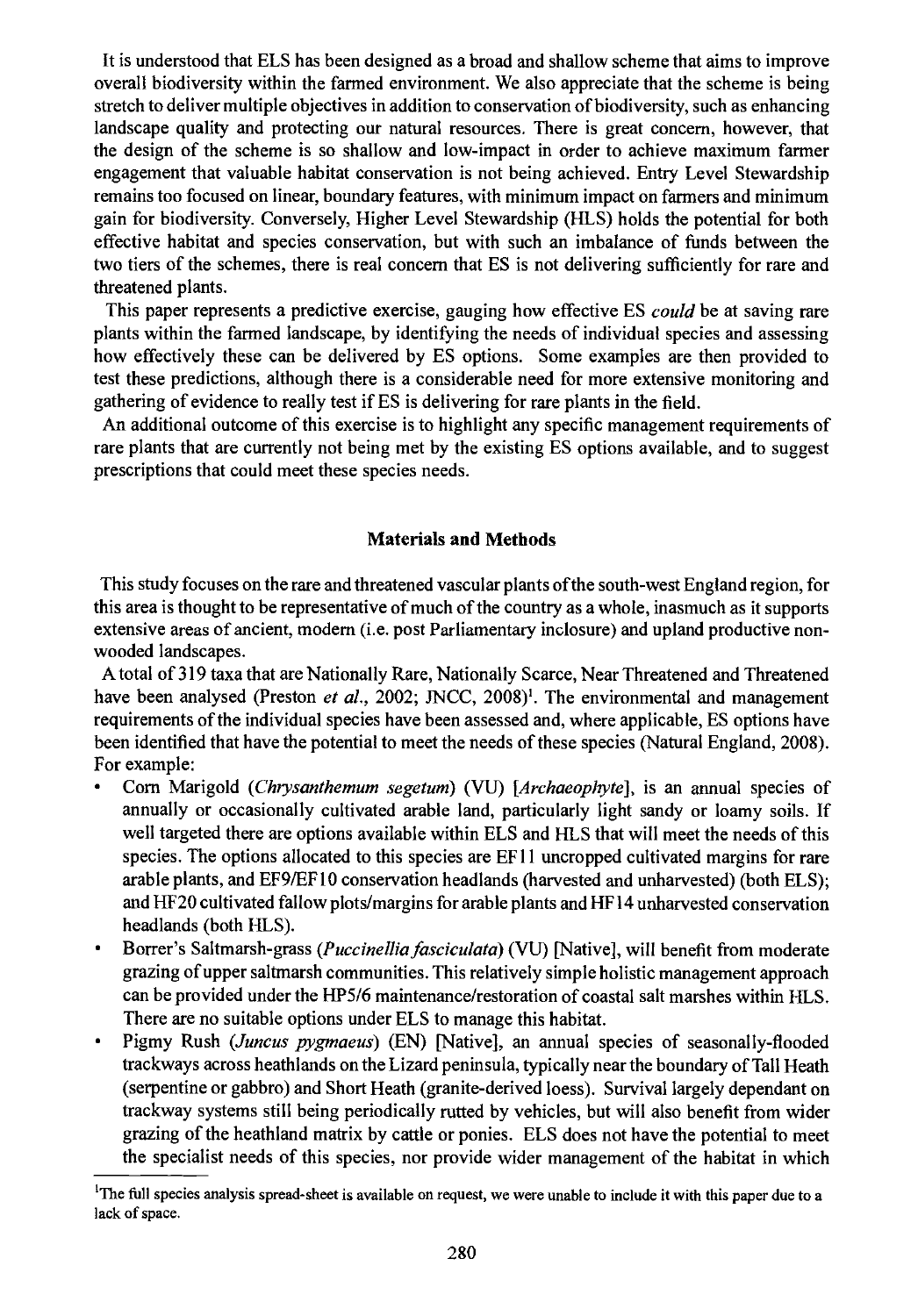It is understood that ELS has been designed as a broad and shallow scheme that aims to improve overall biodiversity within the farmed environment. We also appreciate that the scheme is being stretch to deliver multiple objectives in addition to conservation of biodiversity, such as enhancing landscape quality and protecting our natural resources. There is great concern, however, that the design of the scheme is so shallow and low-impact in order to achieve maximum farmer engagement that valuable habitat conservation is not being achieved. Entry Level Stewardship remains too focused on linear, boundary features, with minimum impact on farmers and minimum gain for biodiversity. Conversely, Higher Level Stewardship (HLS) holds the potential for both effective habitat and species conservation, but with such an imbalance of funds between the two tiers of the schemes, there is real concern that ES is not delivering sufficiently for rare and threatened plants.

This paper represents a predictive exercise, gauging how effective ES *could* be at saving rare plants within the farmed landscape, by identifying the needs of individual species and assessing how effectively these can be delivered by ES options. Some examples are then provided to test these predictions, although there is a considerable need for more extensive monitoring and gathering of evidence to really test if ES is delivering for rare plants in the field.

An additional outcome of this exercise is to highlight any specific management requirements of rare plants that are currently not being met by the existing ES options available, and to suggest prescriptions that could meet these species needs.

## Materials and Methods

This study focuses on the rare and threatened vascular plants of the south-west England region, for this area is thought to be representative of much of the country as a whole, inasmuch as it supports extensive areas of ancient, modern (i.e. post Parliamentary inclosure) and upland productive non-wooded landscapes.

A total of 319 taxa that are Nationally Rare, Nationally Scarce, Near Threatened and Threatened have been analysed (Preston *et al.*, 2002; JNCC, 2008)[1]. The environmental and management requirements of the individual species have been assessed and, where applicable, ES options have been identified that have the potential to meet the needs of these species (Natural England, 2008). For example:

- Corn Marigold (*Chrysanthemum segetum*) (VU) [*Archaeophyte*], is an annual species of annually or occasionally cultivated arable land, particularly light sandy or loamy soils. If well targeted there are options available within ELS and HLS that will meet the needs of this species. The options allocated to this species are EF11 uncropped cultivated margins for rare arable plants, and EF9/EF10 conservation headlands (harvested and unharvested) (both ELS); and HF20 cultivated fallow plots/margins for arable plants and HF14 unharvested conservation headlands (both HLS).
- Borrer's Saltmarsh-grass (*Puccinellia fasciculata*) (VU) [Native], will benefit from moderate grazing of upper saltmarsh communities. This relatively simple holistic management approach can be provided under the HP5/6 maintenance/restoration of coastal salt marshes within HLS. There are no suitable options under ELS to manage this habitat.
- Pigmy Rush (*Juncus pygmaeus*) (EN) [Native], an annual species of seasonally-flooded trackways across heathlands on the Lizard peninsula, typically near the boundary of Tall Heath (serpentine or gabbro) and Short Heath (granite-derived loess). Survival largely dependant on trackway systems still being periodically rutted by vehicles, but will also benefit from wider grazing of the heathland matrix by cattle or ponies. ELS does not have the potential to meet the specialist needs of this species, nor provide wider management of the habitat in which

[1] The full species analysis spread-sheet is available on request, we were unable to include it with this paper due to a lack of space.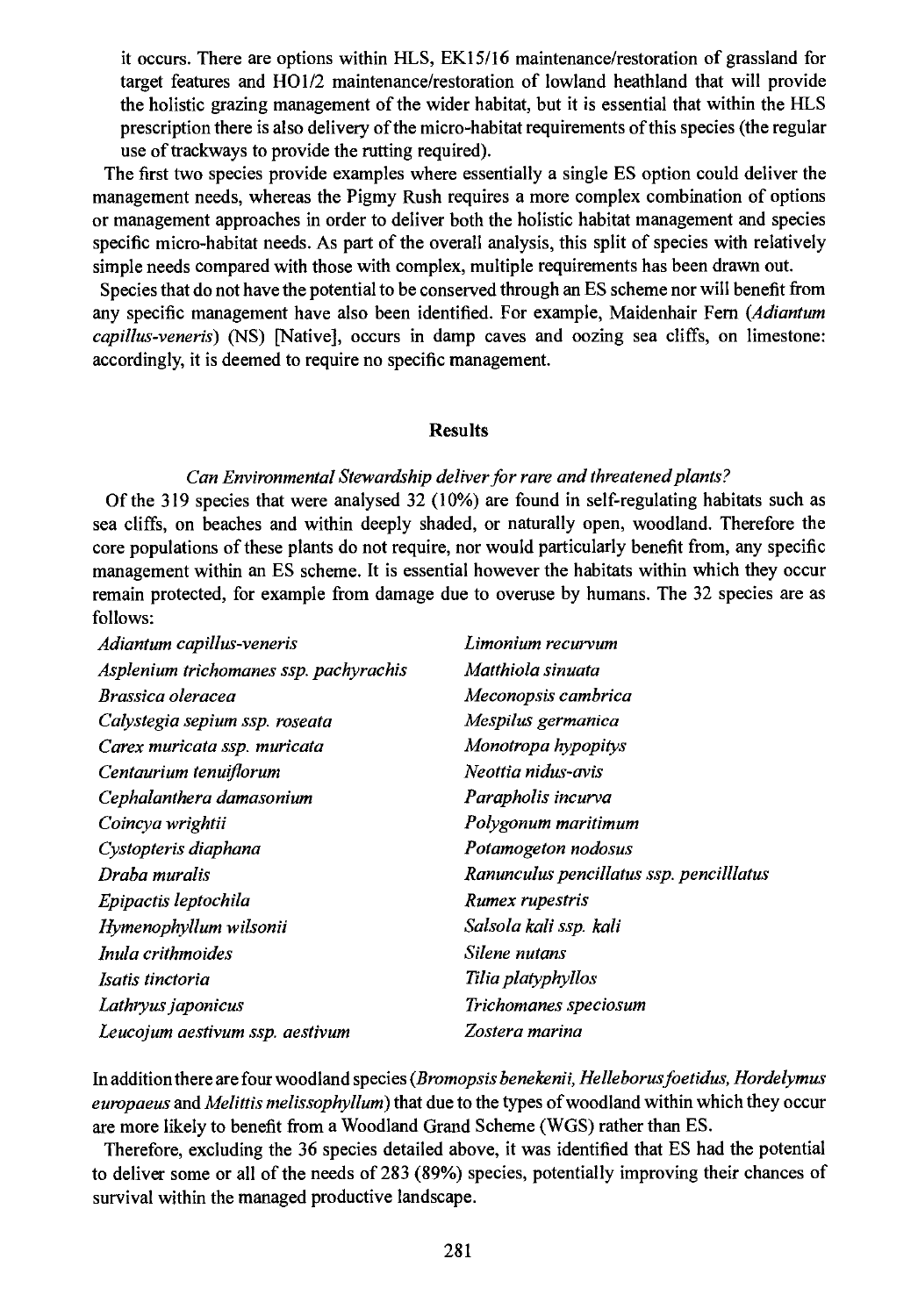it occurs. There are options within HLS, EK15/16 maintenance/restoration of grassland for target features and HO1/2 maintenance/restoration of lowland heathland that will provide the holistic grazing management of the wider habitat, but it is essential that within the HLS prescription there is also delivery of the micro-habitat requirements of this species (the regular use of trackways to provide the rutting required).

The first two species provide examples where essentially a single ES option could deliver the management needs, whereas the Pigmy Rush requires a more complex combination of options or management approaches in order to deliver both the holistic habitat management and species specific micro-habitat needs. As part of the overall analysis, this split of species with relatively simple needs compared with those with complex, multiple requirements has been drawn out.

Species that do not have the potential to be conserved through an ES scheme nor will benefit from any specific management have also been identified. For example, Maidenhair Fern (*Adiantum capillus-veneris*) (NS) [Native], occurs in damp caves and oozing sea cliffs, on limestone: accordingly, it is deemed to require no specific management.

## Results

### *Can Environmental Stewardship deliver for rare and threatened plants?*

Of the 319 species that were analysed 32 (10%) are found in self-regulating habitats such as sea cliffs, on beaches and within deeply shaded, or naturally open, woodland. Therefore the core populations of these plants do not require, nor would particularly benefit from, any specific management within an ES scheme. It is essential however the habitats within which they occur remain protected, for example from damage due to overuse by humans. The 32 species are as follows:

*Adiantum capillus-veneris*
*Asplenium trichomanes ssp. pachyrachis*
*Brassica oleracea*
*Calystegia sepium ssp. roseata*
*Carex muricata ssp. muricata*
*Centaurium tenuiflorum*
*Cephalanthera damasonium*
*Coincya wrightii*
*Cystopteris diaphana*
*Draba muralis*
*Epipactis leptochila*
*Hymenophyllum wilsonii*
*Inula crithmoides*
*Isatis tinctoria*
*Lathryus japonicus*
*Leucojum aestivum ssp. aestivum*
*Limonium recurvum*
*Matthiola sinuata*
*Meconopsis cambrica*
*Mespilus germanica*
*Monotropa hypopitys*
*Neottia nidus-avis*
*Parapholis incurva*
*Polygonum maritimum*
*Potamogeton nodosus*
*Ranunculus pencillatus ssp. pencilllatus*
*Rumex rupestris*
*Salsola kali ssp. kali*
*Silene nutans*
*Tilia platyphyllos*
*Trichomanes speciosum*
*Zostera marina*

In addition there are four woodland species (*Bromopsis benekenii, Helleborus foetidus, Hordelymus europaeus* and *Melittis melissophyllum*) that due to the types of woodland within which they occur are more likely to benefit from a Woodland Grand Scheme (WGS) rather than ES.

Therefore, excluding the 36 species detailed above, it was identified that ES had the potential to deliver some or all of the needs of 283 (89%) species, potentially improving their chances of survival within the managed productive landscape.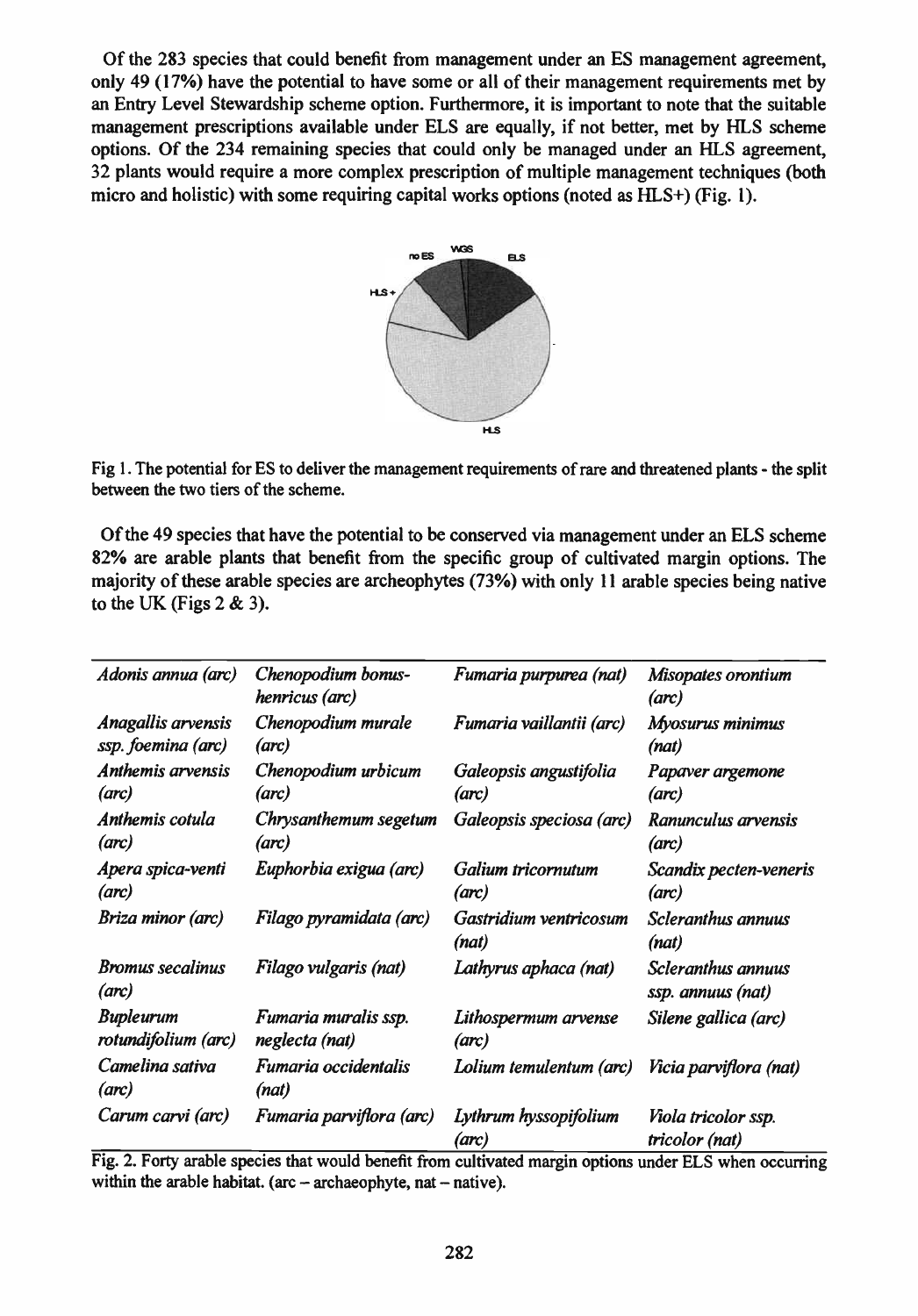Of the 283 species that could benefit from management under an ES management agreement, only 49 (17%) have the potential to have some or all of their management requirements met by an Entry Level Stewardship scheme option. Furthermore, it is important to note that the suitable management prescriptions available under ELS are equally, if not better, met by HLS scheme options. Of the 234 remaining species that could only be managed under an HLS agreement, 32 plants would require a more complex prescription of multiple management techniques (both micro and holistic) with some requiring capital works options (noted as HLS+) (Fig. 1).

Fig 1. The potential for ES to deliver the management requirements of rare and threatened plants - the split between the two tiers of the scheme.

Of the 49 species that have the potential to be conserved via management under an ELS scheme 82% are arable plants that benefit from the specific group of cultivated margin options. The majority of these arable species are archeophytes (73%) with only 11 arable species being native to the UK (Figs 2 & 3).

| | | | |
|---|---|---|---|
| *Adonis annua (arc)* | *Chenopodium bonus-henricus (arc)* | *Fumaria purpurea (nat)* | *Misopates orontium (arc)* |
| *Anagallis arvensis ssp. foemina (arc)* | *Chenopodium murale (arc)* | *Fumaria vaillantii (arc)* | *Myosurus minimus (nat)* |
| *Anthemis arvensis (arc)* | *Chenopodium urbicum (arc)* | *Galeopsis angustifolia (arc)* | *Papaver argemone (arc)* |
| *Anthemis cotula (arc)* | *Chrysanthemum segetum (arc)* | *Galeopsis speciosa (arc)* | *Ranunculus arvensis (arc)* |
| *Apera spica-venti (arc)* | *Euphorbia exigua (arc)* | *Galium tricornutum (arc)* | *Scandix pecten-veneris (arc)* |
| *Briza minor (arc)* | *Filago pyramidata (arc)* | *Gastridium ventricosum (nat)* | *Scleranthus annuus (nat)* |
| *Bromus secalinus (arc)* | *Filago vulgaris (nat)* | *Lathyrus aphaca (nat)* | *Scleranthus annuus ssp. annuus (nat)* |
| *Bupleurum rotundifolium (arc)* | *Fumaria muralis ssp. neglecta (nat)* | *Lithospermum arvense (arc)* | *Silene gallica (arc)* |
| *Camelina sativa (arc)* | *Fumaria occidentalis (nat)* | *Lolium temulentum (arc)* | *Vicia parviflora (nat)* |
| *Carum carvi (arc)* | *Fumaria parviflora (arc)* | *Lythrum hyssopifolium (arc)* | *Viola tricolor ssp. tricolor (nat)* |

Fig. 2. Forty arable species that would benefit from cultivated margin options under ELS when occurring within the arable habitat. (arc – archaeophyte, nat – native).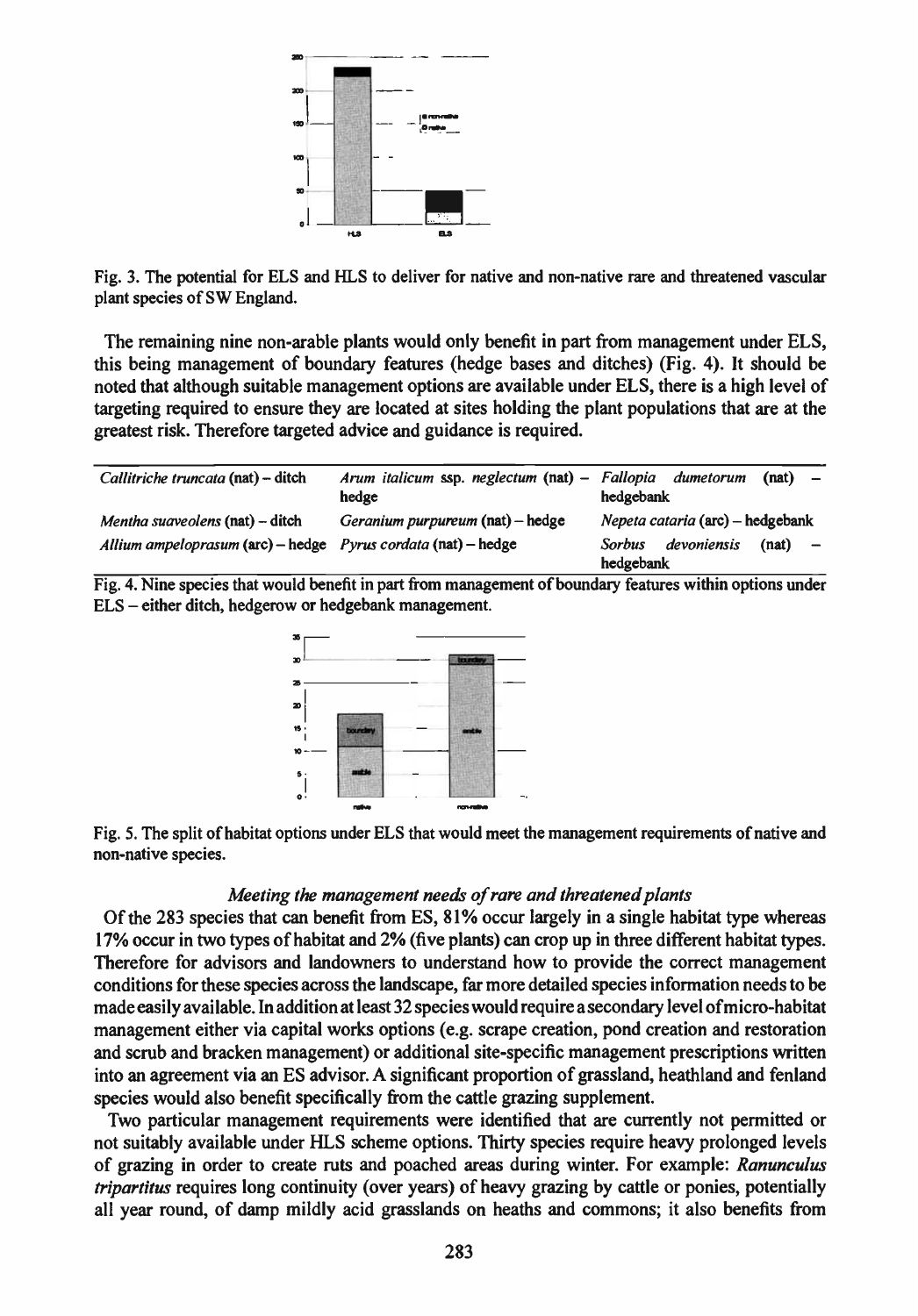Fig. 3. The potential for ELS and HLS to deliver for native and non-native rare and threatened vascular plant species of SW England.

The remaining nine non-arable plants would only benefit in part from management under ELS, this being management of boundary features (hedge bases and ditches) (Fig. 4). It should be noted that although suitable management options are available under ELS, there is a high level of targeting required to ensure they are located at sites holding the plant populations that are at the greatest risk. Therefore targeted advice and guidance is required.

| | | |
|---|---|---|
| *Callitriche truncata* (nat) – ditch | *Arum italicum* ssp. *neglectum* (nat) – hedge | *Fallopia dumetorum* (nat) – hedgebank |
| *Mentha suaveolens* (nat) – ditch | *Geranium purpureum* (nat) – hedge | *Nepeta cataria* (arc) – hedgebank |
| *Allium ampeloprasum* (arc) – hedge | *Pyrus cordata* (nat) – hedge | *Sorbus devoniensis* (nat) – hedgebank |

Fig. 4. Nine species that would benefit in part from management of boundary features within options under ELS – either ditch, hedgerow or hedgebank management.

Fig. 5. The split of habitat options under ELS that would meet the management requirements of native and non-native species.

### *Meeting the management needs of rare and threatened plants*

Of the 283 species that can benefit from ES, 81% occur largely in a single habitat type whereas 17% occur in two types of habitat and 2% (five plants) can crop up in three different habitat types. Therefore for advisors and landowners to understand how to provide the correct management conditions for these species across the landscape, far more detailed species information needs to be made easily available. In addition at least 32 species would require a secondary level of micro-habitat management either via capital works options (e.g. scrape creation, pond creation and restoration and scrub and bracken management) or additional site-specific management prescriptions written into an agreement via an ES advisor. A significant proportion of grassland, heathland and fenland species would also benefit specifically from the cattle grazing supplement.

Two particular management requirements were identified that are currently not permitted or not suitably available under HLS scheme options. Thirty species require heavy prolonged levels of grazing in order to create ruts and poached areas during winter. For example: ***Ranunculus tripartitus*** requires long continuity (over years) of heavy grazing by cattle or ponies, potentially all year round, of damp mildly acid grasslands on heaths and commons; it also benefits from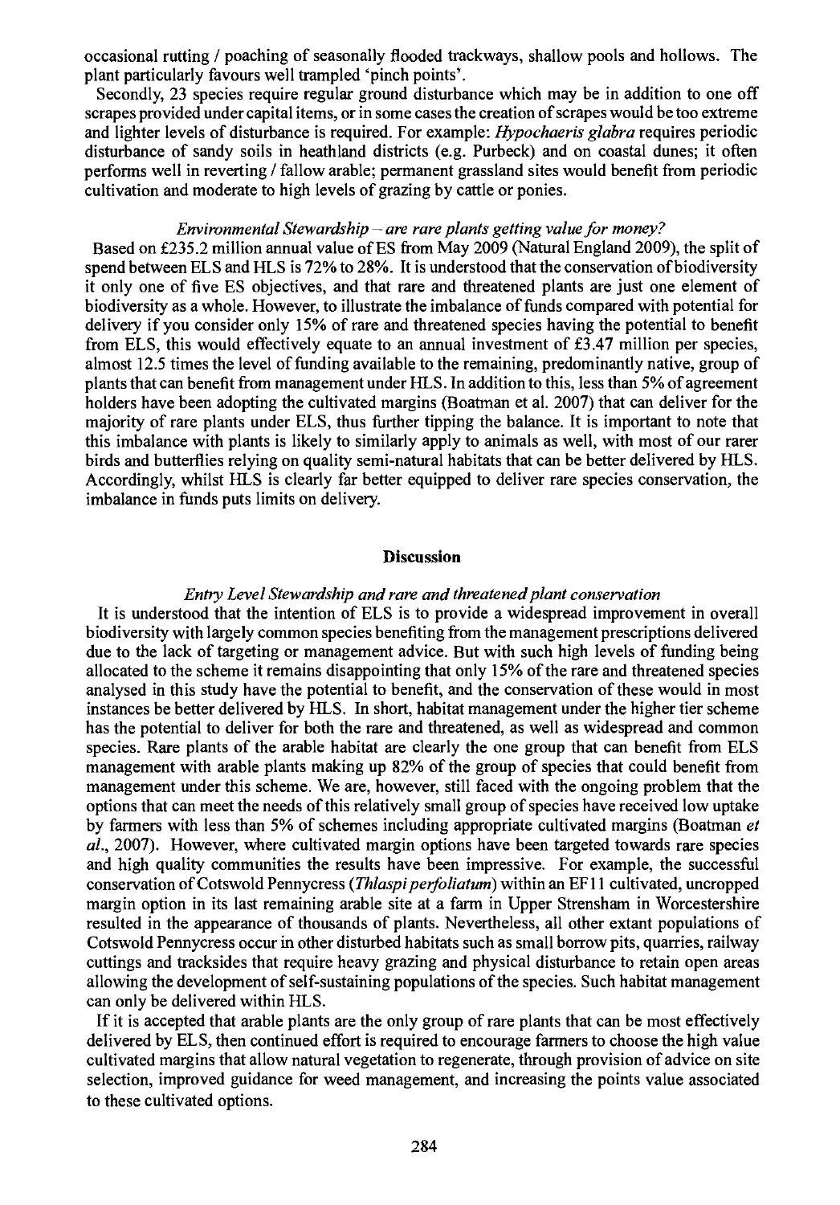occasional rutting / poaching of seasonally flooded trackways, shallow pools and hollows. The plant particularly favours well trampled 'pinch points'.

Secondly, 23 species require regular ground disturbance which may be in addition to one off scrapes provided under capital items, or in some cases the creation of scrapes would be too extreme and lighter levels of disturbance is required. For example: *Hypochaeris glabra* requires periodic disturbance of sandy soils in heathland districts (e.g. Purbeck) and on coastal dunes; it often performs well in reverting / fallow arable; permanent grassland sites would benefit from periodic cultivation and moderate to high levels of grazing by cattle or ponies.

### *Environmental Stewardship – are rare plants getting value for money?*

Based on £235.2 million annual value of ES from May 2009 (Natural England 2009), the split of spend between ELS and HLS is 72% to 28%. It is understood that the conservation of biodiversity it only one of five ES objectives, and that rare and threatened plants are just one element of biodiversity as a whole. However, to illustrate the imbalance of funds compared with potential for delivery if you consider only 15% of rare and threatened species having the potential to benefit from ELS, this would effectively equate to an annual investment of £3.47 million per species, almost 12.5 times the level of funding available to the remaining, predominantly native, group of plants that can benefit from management under HLS. In addition to this, less than 5% of agreement holders have been adopting the cultivated margins (Boatman et al. 2007) that can deliver for the majority of rare plants under ELS, thus further tipping the balance. It is important to note that this imbalance with plants is likely to similarly apply to animals as well, with most of our rarer birds and butterflies relying on quality semi-natural habitats that can be better delivered by HLS. Accordingly, whilst HLS is clearly far better equipped to deliver rare species conservation, the imbalance in funds puts limits on delivery.

## Discussion

### *Entry Level Stewardship and rare and threatened plant conservation*

It is understood that the intention of ELS is to provide a widespread improvement in overall biodiversity with largely common species benefiting from the management prescriptions delivered due to the lack of targeting or management advice. But with such high levels of funding being allocated to the scheme it remains disappointing that only 15% of the rare and threatened species analysed in this study have the potential to benefit, and the conservation of these would in most instances be better delivered by HLS. In short, habitat management under the higher tier scheme has the potential to deliver for both the rare and threatened, as well as widespread and common species. Rare plants of the arable habitat are clearly the one group that can benefit from ELS management with arable plants making up 82% of the group of species that could benefit from management under this scheme. We are, however, still faced with the ongoing problem that the options that can meet the needs of this relatively small group of species have received low uptake by farmers with less than 5% of schemes including appropriate cultivated margins (Boatman *et al.*, 2007). However, where cultivated margin options have been targeted towards rare species and high quality communities the results have been impressive. For example, the successful conservation of Cotswold Pennycress (*Thlaspi perfoliatum*) within an EF11 cultivated, uncropped margin option in its last remaining arable site at a farm in Upper Strensham in Worcestershire resulted in the appearance of thousands of plants. Nevertheless, all other extant populations of Cotswold Pennycress occur in other disturbed habitats such as small borrow pits, quarries, railway cuttings and tracksides that require heavy grazing and physical disturbance to retain open areas allowing the development of self-sustaining populations of the species. Such habitat management can only be delivered within HLS.

If it is accepted that arable plants are the only group of rare plants that can be most effectively delivered by ELS, then continued effort is required to encourage farmers to choose the high value cultivated margins that allow natural vegetation to regenerate, through provision of advice on site selection, improved guidance for weed management, and increasing the points value associated to these cultivated options.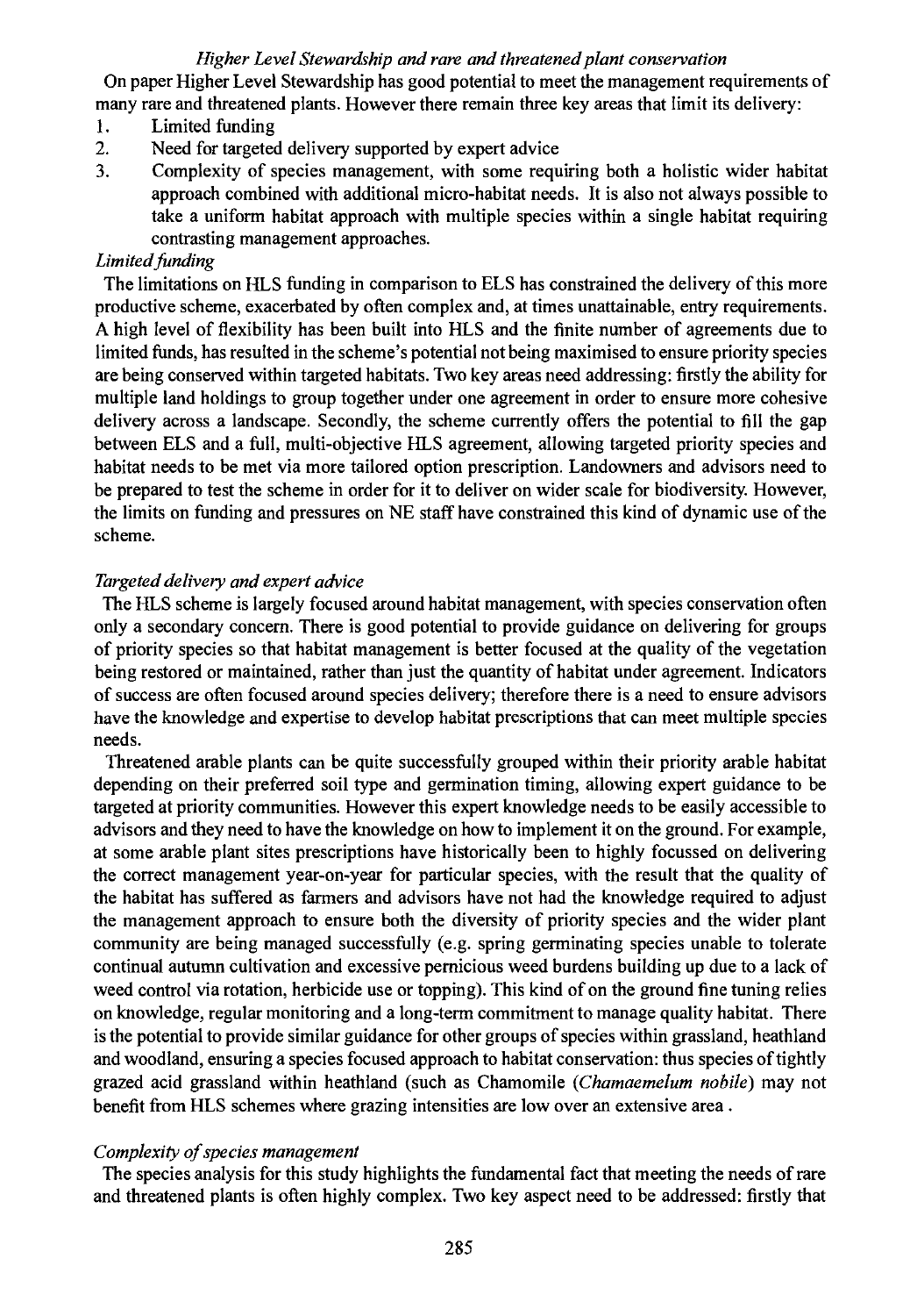### *Higher Level Stewardship and rare and threatened plant conservation*

On paper Higher Level Stewardship has good potential to meet the management requirements of many rare and threatened plants. However there remain three key areas that limit its delivery:

1. Limited funding
2. Need for targeted delivery supported by expert advice
3. Complexity of species management, with some requiring both a holistic wider habitat approach combined with additional micro-habitat needs. It is also not always possible to take a uniform habitat approach with multiple species within a single habitat requiring contrasting management approaches.

#### *Limited funding*

The limitations on HLS funding in comparison to ELS has constrained the delivery of this more productive scheme, exacerbated by often complex and, at times unattainable, entry requirements. A high level of flexibility has been built into HLS and the finite number of agreements due to limited funds, has resulted in the scheme's potential not being maximised to ensure priority species are being conserved within targeted habitats. Two key areas need addressing: firstly the ability for multiple land holdings to group together under one agreement in order to ensure more cohesive delivery across a landscape. Secondly, the scheme currently offers the potential to fill the gap between ELS and a full, multi-objective HLS agreement, allowing targeted priority species and habitat needs to be met via more tailored option prescription. Landowners and advisors need to be prepared to test the scheme in order for it to deliver on wider scale for biodiversity. However, the limits on funding and pressures on NE staff have constrained this kind of dynamic use of the scheme.

#### *Targeted delivery and expert advice*

The HLS scheme is largely focused around habitat management, with species conservation often only a secondary concern. There is good potential to provide guidance on delivering for groups of priority species so that habitat management is better focused at the quality of the vegetation being restored or maintained, rather than just the quantity of habitat under agreement. Indicators of success are often focused around species delivery; therefore there is a need to ensure advisors have the knowledge and expertise to develop habitat prescriptions that can meet multiple species needs.

Threatened arable plants can be quite successfully grouped within their priority arable habitat depending on their preferred soil type and germination timing, allowing expert guidance to be targeted at priority communities. However this expert knowledge needs to be easily accessible to advisors and they need to have the knowledge on how to implement it on the ground. For example, at some arable plant sites prescriptions have historically been to highly focussed on delivering the correct management year-on-year for particular species, with the result that the quality of the habitat has suffered as farmers and advisors have not had the knowledge required to adjust the management approach to ensure both the diversity of priority species and the wider plant community are being managed successfully (e.g. spring germinating species unable to tolerate continual autumn cultivation and excessive pernicious weed burdens building up due to a lack of weed control via rotation, herbicide use or topping). This kind of on the ground fine tuning relies on knowledge, regular monitoring and a long-term commitment to manage quality habitat. There is the potential to provide similar guidance for other groups of species within grassland, heathland and woodland, ensuring a species focused approach to habitat conservation: thus species of tightly grazed acid grassland within heathland (such as Chamomile (*Chamaemelum nobile*) may not benefit from HLS schemes where grazing intensities are low over an extensive area .

#### *Complexity of species management*

The species analysis for this study highlights the fundamental fact that meeting the needs of rare and threatened plants is often highly complex. Two key aspect need to be addressed: firstly that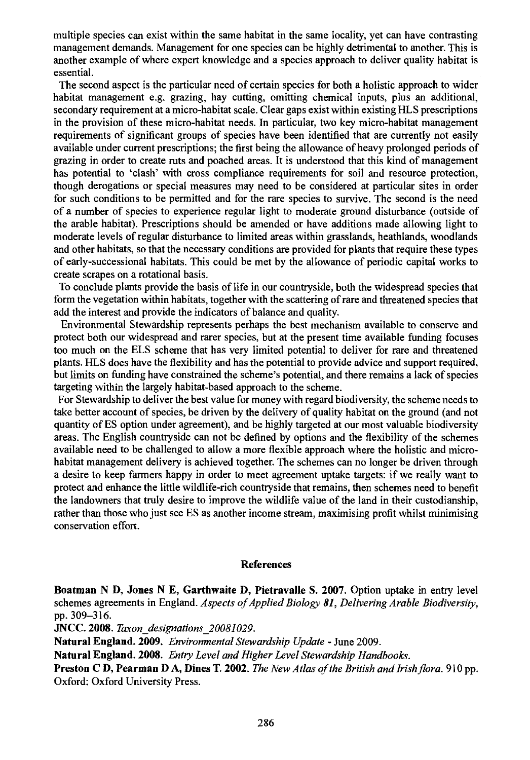multiple species can exist within the same habitat in the same locality, yet can have contrasting management demands. Management for one species can be highly detrimental to another. This is another example of where expert knowledge and a species approach to deliver quality habitat is essential.

The second aspect is the particular need of certain species for both a holistic approach to wider habitat management e.g. grazing, hay cutting, omitting chemical inputs, plus an additional, secondary requirement at a micro-habitat scale. Clear gaps exist within existing HLS prescriptions in the provision of these micro-habitat needs. In particular, two key micro-habitat management requirements of significant groups of species have been identified that are currently not easily available under current prescriptions; the first being the allowance of heavy prolonged periods of grazing in order to create ruts and poached areas. It is understood that this kind of management has potential to 'clash' with cross compliance requirements for soil and resource protection, though derogations or special measures may need to be considered at particular sites in order for such conditions to be permitted and for the rare species to survive. The second is the need of a number of species to experience regular light to moderate ground disturbance (outside of the arable habitat). Prescriptions should be amended or have additions made allowing light to moderate levels of regular disturbance to limited areas within grasslands, heathlands, woodlands and other habitats, so that the necessary conditions are provided for plants that require these types of early-successional habitats. This could be met by the allowance of periodic capital works to create scrapes on a rotational basis.

To conclude plants provide the basis of life in our countryside, both the widespread species that form the vegetation within habitats, together with the scattering of rare and threatened species that add the interest and provide the indicators of balance and quality.

Environmental Stewardship represents perhaps the best mechanism available to conserve and protect both our widespread and rarer species, but at the present time available funding focuses too much on the ELS scheme that has very limited potential to deliver for rare and threatened plants. HLS does have the flexibility and has the potential to provide advice and support required, but limits on funding have constrained the scheme's potential, and there remains a lack of species targeting within the largely habitat-based approach to the scheme.

For Stewardship to deliver the best value for money with regard biodiversity, the scheme needs to take better account of species, be driven by the delivery of quality habitat on the ground (and not quantity of ES option under agreement), and be highly targeted at our most valuable biodiversity areas. The English countryside can not be defined by options and the flexibility of the schemes available need to be challenged to allow a more flexible approach where the holistic and micro-habitat management delivery is achieved together. The schemes can no longer be driven through a desire to keep farmers happy in order to meet agreement uptake targets: if we really want to protect and enhance the little wildlife-rich countryside that remains, then schemes need to benefit the landowners that truly desire to improve the wildlife value of the land in their custodianship, rather than those who just see ES as another income stream, maximising profit whilst minimising conservation effort.

## References

**Boatman N D, Jones N E, Garthwaite D, Pietravalle S. 2007.** Option uptake in entry level schemes agreements in England. *Aspects of Applied Biology 81, Delivering Arable Biodiversity*, pp. 309–316.

**JNCC. 2008.** *Taxon_designations_20081029.*

**Natural England. 2009.** *Environmental Stewardship Update* - June 2009.

**Natural England. 2008.** *Entry Level and Higher Level Stewardship Handbooks.*

**Preston C D, Pearman D A, Dines T. 2002.** *The New Atlas of the British and Irish flora.* 910 pp. Oxford: Oxford University Press.